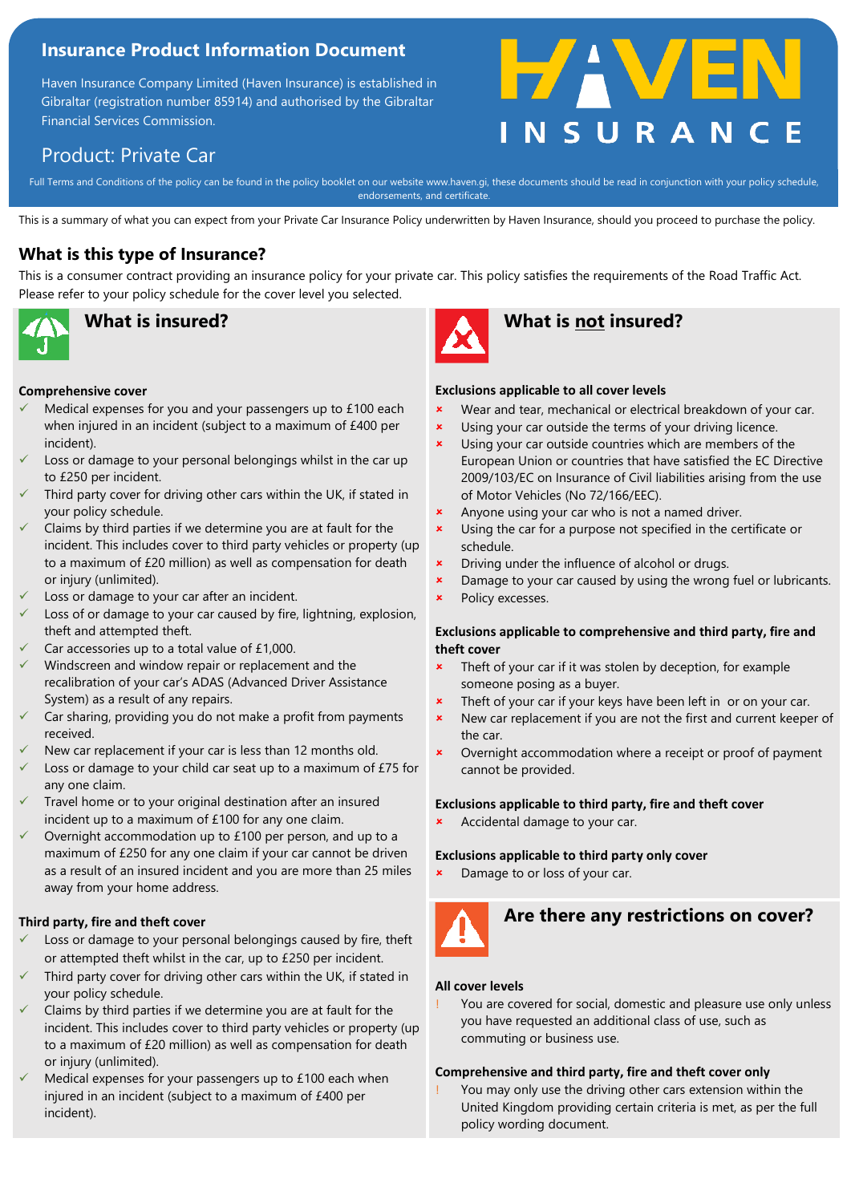# Insurance Product Information Document

Haven Insurance Company Limited (Haven Insurance) is established in Gibraltar (registration number 85914) and authorised by the Gibraltar Financial Services Commission.

HAVEN INSURANCE

## Product: Private Car

Full Terms and Conditions of the policy can be found in the policy booklet on our website www.haven.gi, these documents should be read in conjunction with your policy schedule, endorsements, and certificate.

This is a summary of what you can expect from your Private Car Insurance Policy underwritten by Haven Insurance, should you proceed to purchase the policy.

## What is this type of Insurance?

This is a consumer contract providing an insurance policy for your private car. This policy satisfies the requirements of the Road Traffic Act. Please refer to your policy schedule for the cover level you selected.

## What is insured?

**Comprehensive cover**

- ✓ Medical expenses for you and your passengers up to £100 each when injured in an incident (subject to a maximum of £400 per incident).
- ✓ Loss or damage to your personal belongings whilst in the car up to £250 per incident.
- ✓ Third party cover for driving other cars within the UK, if stated in your policy schedule.
- ✓ Claims by third parties if we determine you are at fault for the incident. This includes cover to third party vehicles or property (up to a maximum of £20 million) as well as compensation for death or injury (unlimited).
- ✓ Loss or damage to your car after an incident.
- ✓ Loss of or damage to your car caused by fire, lightning, explosion, theft and attempted theft.
- ✓ Car accessories up to a total value of £1,000.
- ✓ Windscreen and window repair or replacement and the recalibration of your car's ADAS (Advanced Driver Assistance System) as a result of any repairs.
- ✓ Car sharing, providing you do not make a profit from payments received.
- ✓ New car replacement if your car is less than 12 months old.
- ✓ Loss or damage to your child car seat up to a maximum of £75 for any one claim.
- ✓ Travel home or to your original destination after an insured incident up to a maximum of £100 for any one claim.
- ✓ Overnight accommodation up to £100 per person, and up to a maximum of £250 for any one claim if your car cannot be driven as a result of an insured incident and you are more than 25 miles away from your home address.

**Third party, fire and theft cover**

- ✓ Loss or damage to your personal belongings caused by fire, theft or attempted theft whilst in the car, up to £250 per incident.
- ✓ Third party cover for driving other cars within the UK, if stated in your policy schedule.
- ✓ Claims by third parties if we determine you are at fault for the incident. This includes cover to third party vehicles or property (up to a maximum of £20 million) as well as compensation for death or injury (unlimited).
- ✓ Medical expenses for your passengers up to £100 each when injured in an incident (subject to a maximum of £400 per incident).

## What is not insured?

**Exclusions applicable to all cover levels**

- ✗ Wear and tear, mechanical or electrical breakdown of your car.
- ✗ Using your car outside the terms of your driving licence.
- ✗ Using your car outside countries which are members of the European Union or countries that have satisfied the EC Directive 2009/103/EC on Insurance of Civil liabilities arising from the use of Motor Vehicles (No 72/166/EEC).
- ✗ Anyone using your car who is not a named driver.
- ✗ Using the car for a purpose not specified in the certificate or schedule.
- ✗ Driving under the influence of alcohol or drugs.
- ✗ Damage to your car caused by using the wrong fuel or lubricants.
- ✗ Policy excesses.

**Exclusions applicable to comprehensive and third party, fire and theft cover**

- ✗ Theft of your car if it was stolen by deception, for example someone posing as a buyer.
- ✗ Theft of your car if your keys have been left in or on your car.
- ✗ New car replacement if you are not the first and current keeper of the car.
- ✗ Overnight accommodation where a receipt or proof of payment cannot be provided.

**Exclusions applicable to third party, fire and theft cover**

- ✗ Accidental damage to your car.

**Exclusions applicable to third party only cover**

- ✗ Damage to or loss of your car.

## Are there any restrictions on cover?

**All cover levels**

- ! You are covered for social, domestic and pleasure use only unless you have requested an additional class of use, such as commuting or business use.

**Comprehensive and third party, fire and theft cover only**

- ! You may only use the driving other cars extension within the United Kingdom providing certain criteria is met, as per the full policy wording document.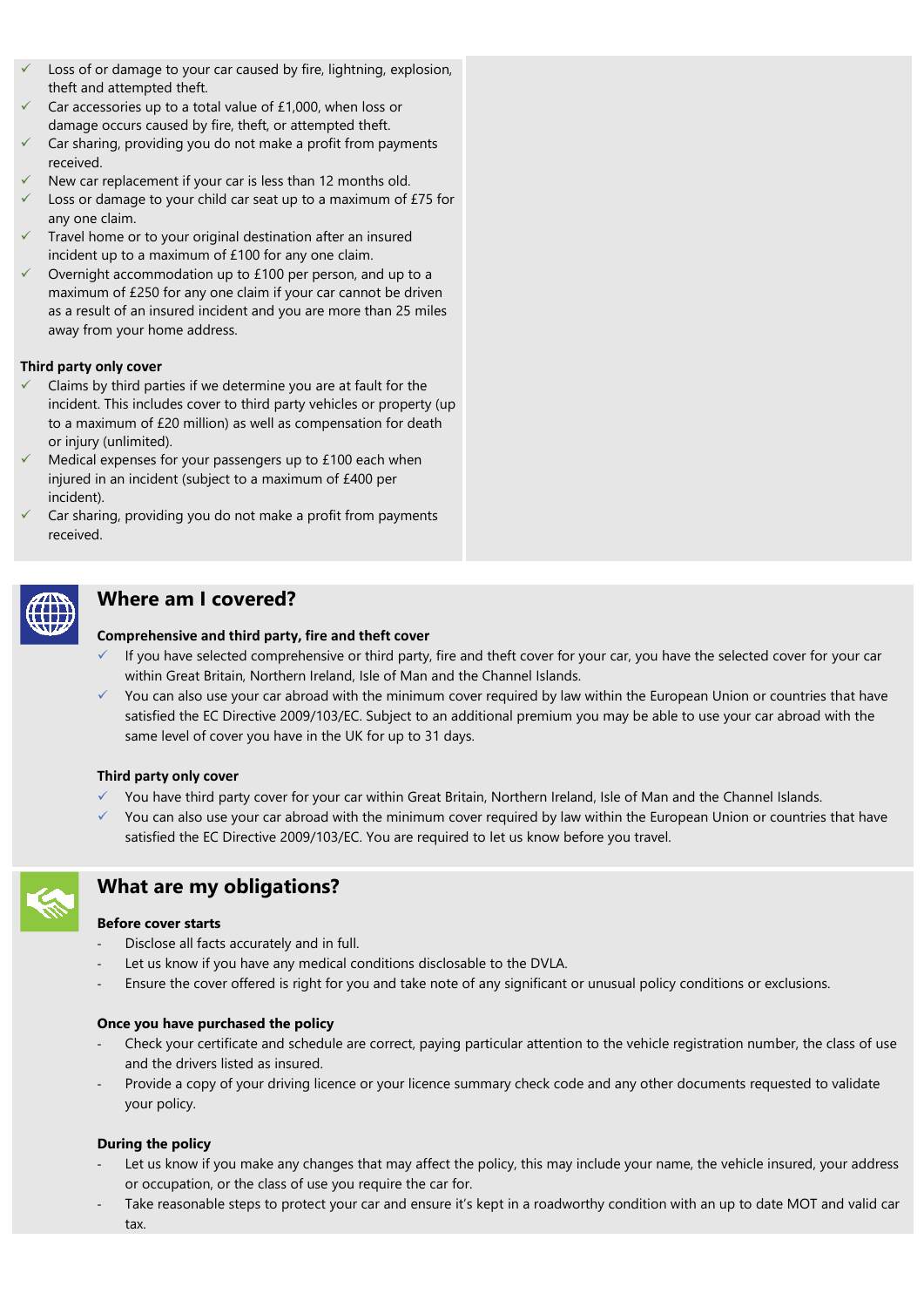- Loss of or damage to your car caused by fire, lightning, explosion, theft and attempted theft.
- Car accessories up to a total value of £1,000, when loss or damage occurs caused by fire, theft, or attempted theft.
- Car sharing, providing you do not make a profit from payments received.
- New car replacement if your car is less than 12 months old.
- Loss or damage to your child car seat up to a maximum of £75 for any one claim.
- Travel home or to your original destination after an insured incident up to a maximum of £100 for any one claim.
- Overnight accommodation up to £100 per person, and up to a maximum of £250 for any one claim if your car cannot be driven as a result of an insured incident and you are more than 25 miles away from your home address.

**Third party only cover**

- Claims by third parties if we determine you are at fault for the incident. This includes cover to third party vehicles or property (up to a maximum of £20 million) as well as compensation for death or injury (unlimited).
- Medical expenses for your passengers up to £100 each when injured in an incident (subject to a maximum of £400 per incident).
- Car sharing, providing you do not make a profit from payments received.

## Where am I covered?

**Comprehensive and third party, fire and theft cover**

- If you have selected comprehensive or third party, fire and theft cover for your car, you have the selected cover for your car within Great Britain, Northern Ireland, Isle of Man and the Channel Islands.
- You can also use your car abroad with the minimum cover required by law within the European Union or countries that have satisfied the EC Directive 2009/103/EC. Subject to an additional premium you may be able to use your car abroad with the same level of cover you have in the UK for up to 31 days.

**Third party only cover**

- You have third party cover for your car within Great Britain, Northern Ireland, Isle of Man and the Channel Islands.
- You can also use your car abroad with the minimum cover required by law within the European Union or countries that have satisfied the EC Directive 2009/103/EC. You are required to let us know before you travel.

## What are my obligations?

**Before cover starts**

- Disclose all facts accurately and in full.
- Let us know if you have any medical conditions disclosable to the DVLA.
- Ensure the cover offered is right for you and take note of any significant or unusual policy conditions or exclusions.

**Once you have purchased the policy**

- Check your certificate and schedule are correct, paying particular attention to the vehicle registration number, the class of use and the drivers listed as insured.
- Provide a copy of your driving licence or your licence summary check code and any other documents requested to validate your policy.

**During the policy**

- Let us know if you make any changes that may affect the policy, this may include your name, the vehicle insured, your address or occupation, or the class of use you require the car for.
- Take reasonable steps to protect your car and ensure it's kept in a roadworthy condition with an up to date MOT and valid car tax.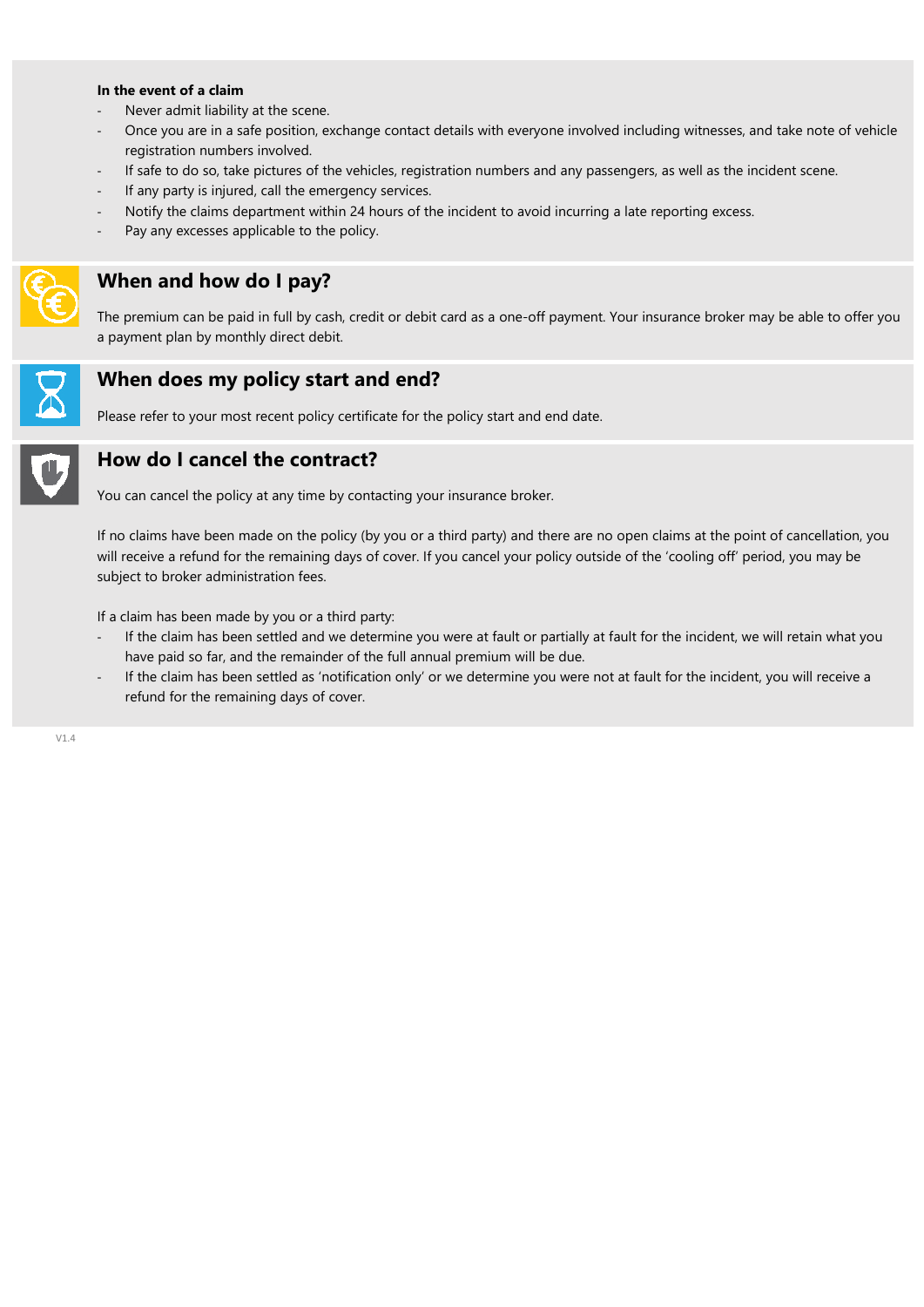**In the event of a claim**

- Never admit liability at the scene.
- Once you are in a safe position, exchange contact details with everyone involved including witnesses, and take note of vehicle registration numbers involved.
- If safe to do so, take pictures of the vehicles, registration numbers and any passengers, as well as the incident scene.
- If any party is injured, call the emergency services.
- Notify the claims department within 24 hours of the incident to avoid incurring a late reporting excess.
- Pay any excesses applicable to the policy.

## When and how do I pay?

The premium can be paid in full by cash, credit or debit card as a one-off payment. Your insurance broker may be able to offer you a payment plan by monthly direct debit.

## When does my policy start and end?

Please refer to your most recent policy certificate for the policy start and end date.

## How do I cancel the contract?

You can cancel the policy at any time by contacting your insurance broker.

If no claims have been made on the policy (by you or a third party) and there are no open claims at the point of cancellation, you will receive a refund for the remaining days of cover. If you cancel your policy outside of the 'cooling off' period, you may be subject to broker administration fees.

If a claim has been made by you or a third party:

- If the claim has been settled and we determine you were at fault or partially at fault for the incident, we will retain what you have paid so far, and the remainder of the full annual premium will be due.
- If the claim has been settled as 'notification only' or we determine you were not at fault for the incident, you will receive a refund for the remaining days of cover.

V1.4